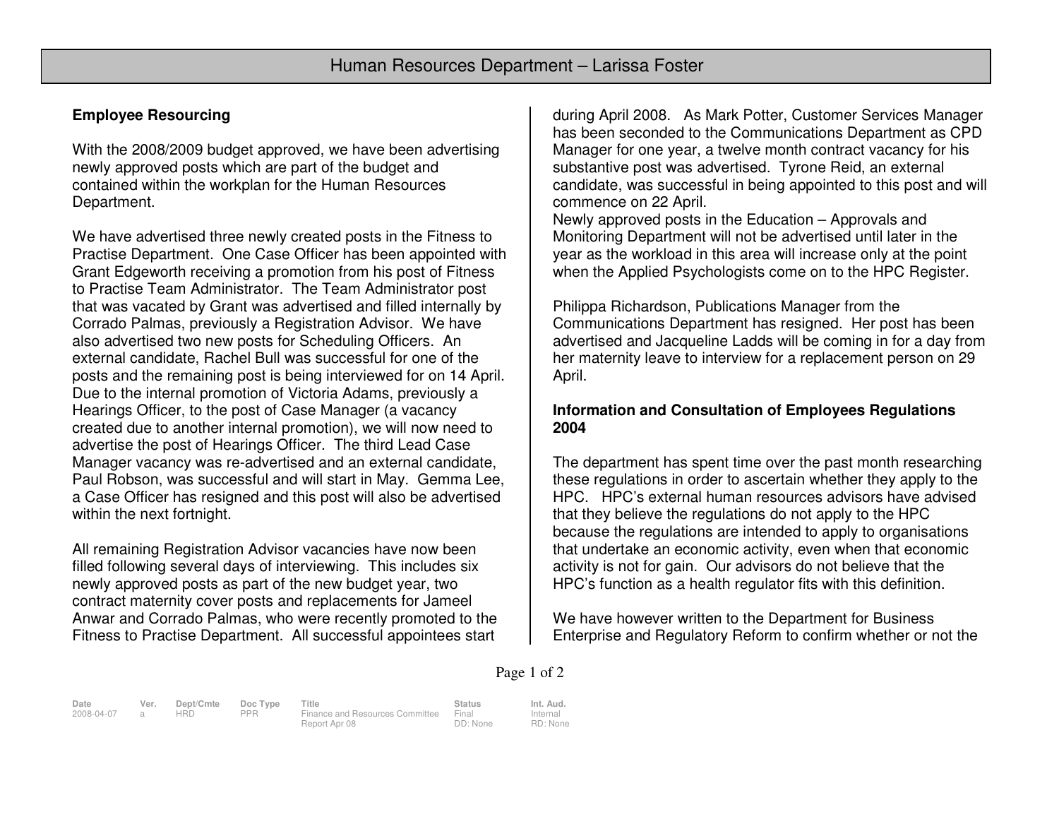# Human Resources Department – Larissa Foster

## Employee Resourcing

With the 2008/2009 budget approved, we have been advertising newly approved posts which are part of the budget and contained within the workplan for the Human Resources Department.

We have advertised three newly created posts in the Fitness to Practise Department. One Case Officer has been appointed with Grant Edgeworth receiving a promotion from his post of Fitness to Practise Team Administrator. The Team Administrator post that was vacated by Grant was advertised and filled internally by Corrado Palmas, previously a Registration Advisor. We have also advertised two new posts for Scheduling Officers. An external candidate, Rachel Bull was successful for one of the posts and the remaining post is being interviewed for on 14 April. Due to the internal promotion of Victoria Adams, previously a Hearings Officer, to the post of Case Manager (a vacancy created due to another internal promotion), we will now need to advertise the post of Hearings Officer. The third Lead Case Manager vacancy was re-advertised and an external candidate, Paul Robson, was successful and will start in May. Gemma Lee, a Case Officer has resigned and this post will also be advertised within the next fortnight.

All remaining Registration Advisor vacancies have now been filled following several days of interviewing. This includes six newly approved posts as part of the new budget year, two contract maternity cover posts and replacements for Jameel Anwar and Corrado Palmas, who were recently promoted to the Fitness to Practise Department. All successful appointees start during April 2008. As Mark Potter, Customer Services Manager has been seconded to the Communications Department as CPD Manager for one year, a twelve month contract vacancy for his substantive post was advertised. Tyrone Reid, an external candidate, was successful in being appointed to this post and will commence on 22 April.

Newly approved posts in the Education – Approvals and Monitoring Department will not be advertised until later in the year as the workload in this area will increase only at the point when the Applied Psychologists come on to the HPC Register.

Philippa Richardson, Publications Manager from the Communications Department has resigned. Her post has been advertised and Jacqueline Ladds will be coming in for a day from her maternity leave to interview for a replacement person on 29 April.

## Information and Consultation of Employees Regulations 2004

The department has spent time over the past month researching these regulations in order to ascertain whether they apply to the HPC. HPC's external human resources advisors have advised that they believe the regulations do not apply to the HPC because the regulations are intended to apply to organisations that undertake an economic activity, even when that economic activity is not for gain. Our advisors do not believe that the HPC's function as a health regulator fits with this definition.

We have however written to the Department for Business Enterprise and Regulatory Reform to confirm whether or not the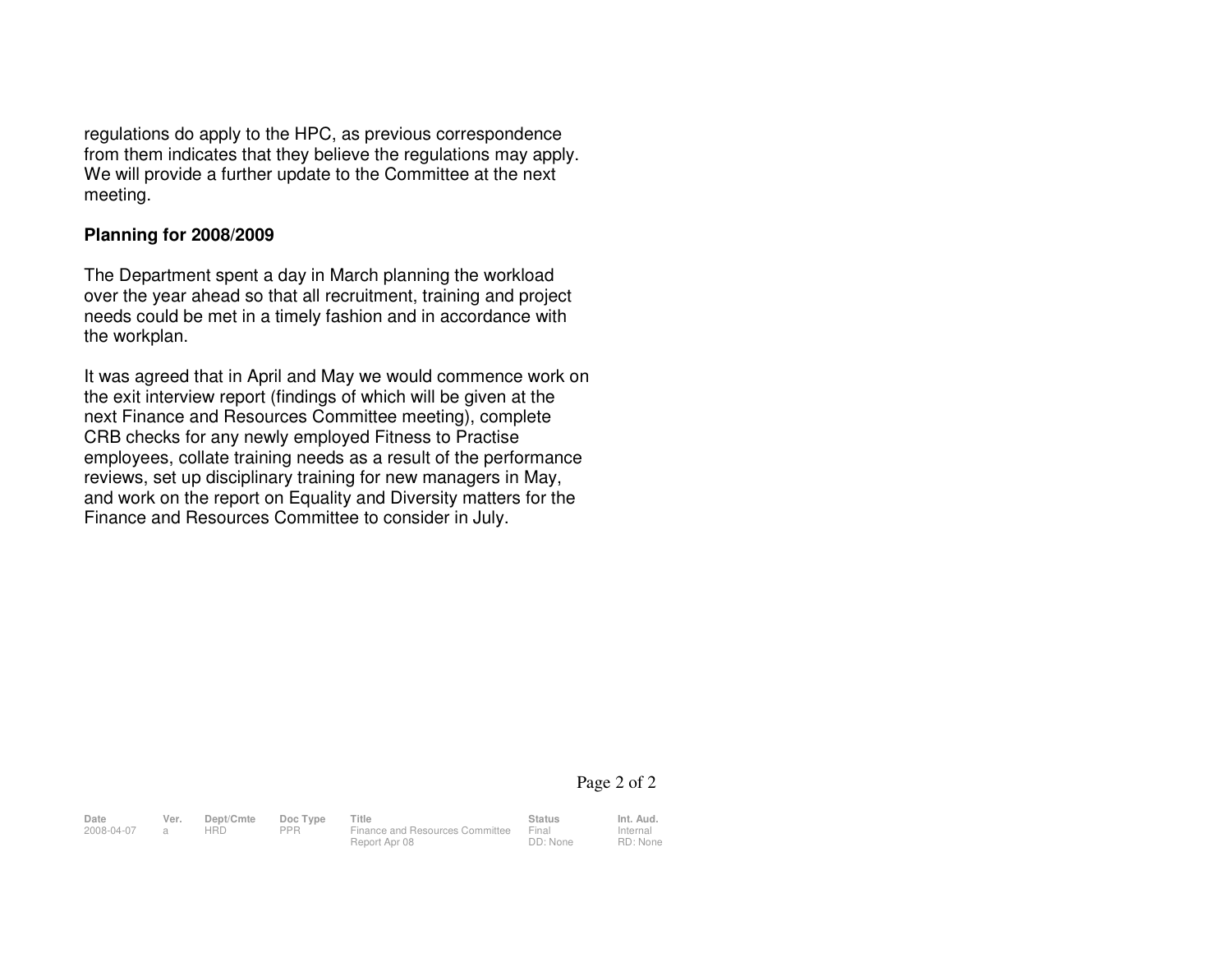regulations do apply to the HPC, as previous correspondence from them indicates that they believe the regulations may apply. We will provide a further update to the Committee at the next meeting.

**Planning for 2008/2009**

The Department spent a day in March planning the workload over the year ahead so that all recruitment, training and project needs could be met in a timely fashion and in accordance with the workplan.

It was agreed that in April and May we would commence work on the exit interview report (findings of which will be given at the next Finance and Resources Committee meeting), complete CRB checks for any newly employed Fitness to Practise employees, collate training needs as a result of the performance reviews, set up disciplinary training for new managers in May, and work on the report on Equality and Diversity matters for the Finance and Resources Committee to consider in July.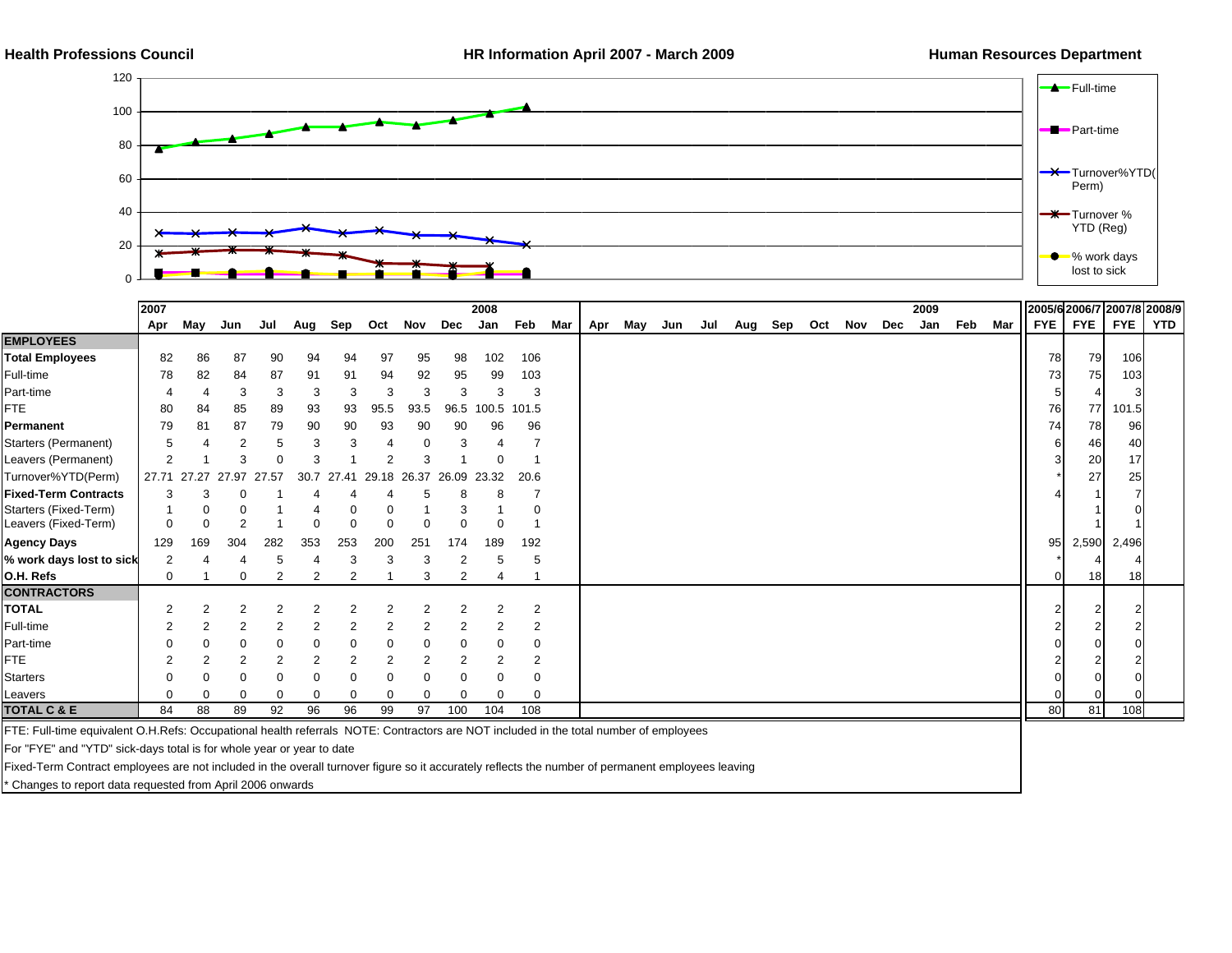**Health Professions Council** **HR Information April 2007 - March 2009** **Human Resources Department**

120
100
80
60
40
20
0

Full-time
Part-time
Turnover%YTD(Perm)
Turnover % YTD (Reg)
% work days lost to sick

| | 2007 Apr | May | Jun | Jul | Aug | Sep | Oct | Nov | Dec | 2008 Jan | Feb | Mar | Apr | May | Jun | Jul | Aug | Sep | Oct | Nov | Dec | 2009 Jan | Feb | Mar | 2005/6 FYE | 2006/7 FYE | 2007/8 FYE | 2008/9 YTD |
|---|---|---|---|---|---|---|---|---|---|---|---|---|---|---|---|---|---|---|---|---|---|---|---|---|---|---|---|---|
| **EMPLOYEES** | | | | | | | | | | | | | | | | | | | | | | | | | | | | |
| **Total Employees** | 82 | 86 | 87 | 90 | 94 | 94 | 97 | 95 | 98 | 102 | 106 | | | | | | | | | | | | | | 78 | 79 | 106 | |
| Full-time | 78 | 82 | 84 | 87 | 91 | 91 | 94 | 92 | 95 | 99 | 103 | | | | | | | | | | | | | | 73 | 75 | 103 | |
| Part-time | 4 | 4 | 3 | 3 | 3 | 3 | 3 | 3 | 3 | 3 | 3 | | | | | | | | | | | | | | 5 | 4 | 3 | |
| FTE | 80 | 84 | 85 | 89 | 93 | 93 | 95.5 | 93.5 | 96.5 | 100.5 | 101.5 | | | | | | | | | | | | | | 76 | 77 | 101.5 | |
| **Permanent** | 79 | 81 | 87 | 79 | 90 | 90 | 93 | 90 | 90 | 96 | 96 | | | | | | | | | | | | | | 74 | 78 | 96 | |
| Starters (Permanent) | 5 | 4 | 2 | 5 | 3 | 3 | 4 | 0 | 3 | 4 | 7 | | | | | | | | | | | | | | 6 | 46 | 40 | |
| Leavers (Permanent) | 2 | 1 | 3 | 0 | 3 | 1 | 2 | 3 | 1 | 0 | 1 | | | | | | | | | | | | | | 3 | 20 | 17 | |
| Turnover%YTD(Perm) | 27.71 | 27.27 | 27.97 | 27.57 | 30.7 | 27.41 | 29.18 | 26.37 | 26.09 | 23.32 | 20.6 | | | | | | | | | | | | | | * | 27 | 25 | |
| **Fixed-Term Contracts** | 3 | 3 | 0 | 1 | 4 | 4 | 4 | 5 | 8 | 8 | 7 | | | | | | | | | | | | | | 4 | 1 | 7 | |
| Starters (Fixed-Term) | 1 | 0 | 0 | 1 | 4 | 0 | 0 | 1 | 3 | 1 | 0 | | | | | | | | | | | | | | | 1 | 0 | |
| Leavers (Fixed-Term) | 0 | 0 | 2 | 1 | 0 | 0 | 0 | 0 | 0 | 0 | 1 | | | | | | | | | | | | | | | 1 | 1 | |
| **Agency Days** | 129 | 169 | 304 | 282 | 353 | 253 | 200 | 251 | 174 | 189 | 192 | | | | | | | | | | | | | | 95 | 2,590 | 2,496 | |
| **% work days lost to sick** | 2 | 4 | 4 | 5 | 4 | 3 | 3 | 3 | 2 | 5 | 5 | | | | | | | | | | | | | | * | 4 | 4 | |
| **O.H. Refs** | 0 | 1 | 0 | 2 | 2 | 2 | 1 | 3 | 2 | 4 | 1 | | | | | | | | | | | | | | 0 | 18 | 18 | |
| **CONTRACTORS** | | | | | | | | | | | | | | | | | | | | | | | | | | | | |
| **TOTAL** | 2 | 2 | 2 | 2 | 2 | 2 | 2 | 2 | 2 | 2 | 2 | | | | | | | | | | | | | | 2 | 2 | 2 | |
| Full-time | 2 | 2 | 2 | 2 | 2 | 2 | 2 | 2 | 2 | 2 | 2 | | | | | | | | | | | | | | 2 | 2 | 2 | |
| Part-time | 0 | 0 | 0 | 0 | 0 | 0 | 0 | 0 | 0 | 0 | 0 | | | | | | | | | | | | | | 0 | 0 | 0 | |
| FTE | 2 | 2 | 2 | 2 | 2 | 2 | 2 | 2 | 2 | 2 | 2 | | | | | | | | | | | | | | 2 | 2 | 2 | |
| Starters | 0 | 0 | 0 | 0 | 0 | 0 | 0 | 0 | 0 | 0 | 0 | | | | | | | | | | | | | | 0 | 0 | 0 | |
| Leavers | 0 | 0 | 0 | 0 | 0 | 0 | 0 | 0 | 0 | 0 | 0 | | | | | | | | | | | | | | 0 | 0 | 0 | |
| **TOTAL C & E** | 84 | 88 | 89 | 92 | 96 | 96 | 99 | 97 | 100 | 104 | 108 | | | | | | | | | | | | | | 80 | 81 | 108 | |

FTE: Full-time equivalent O.H.Refs: Occupational health referrals NOTE: Contractors are NOT included in the total number of employees

For "FYE" and "YTD" sick-days total is for whole year or year to date

Fixed-Term Contract employees are not included in the overall turnover figure so it accurately reflects the number of permanent employees leaving

* Changes to report data requested from April 2006 onwards